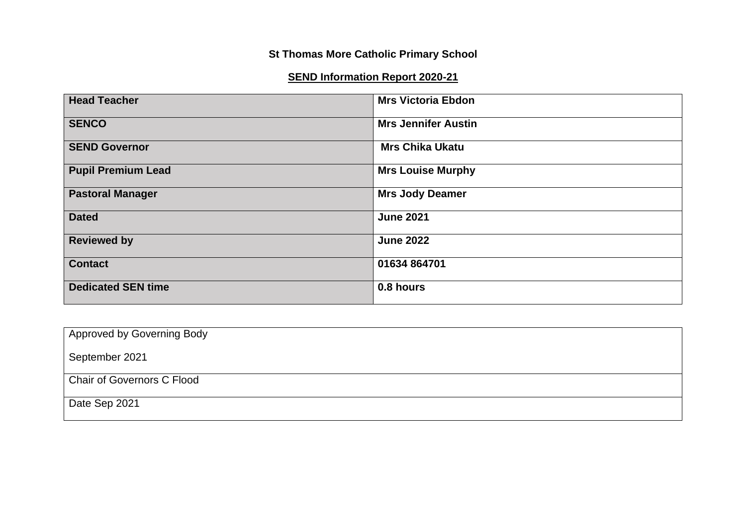**St Thomas More Catholic Primary School**

**SEND Information Report 2020-21**

| **Head Teacher** | **Mrs Victoria Ebdon** |
|---|---|
| **SENCO** | **Mrs Jennifer Austin** |
| **SEND Governor** | **Mrs Chika Ukatu** |
| **Pupil Premium Lead** | **Mrs Louise Murphy** |
| **Pastoral Manager** | **Mrs Jody Deamer** |
| **Dated** | **June 2021** |
| **Reviewed by** | **June 2022** |
| **Contact** | **01634 864701** |
| **Dedicated SEN time** | **0.8 hours** |

| Approved by Governing Body<br><br>September 2021 |
|---|
| Chair of Governors C Flood |
| Date Sep 2021 |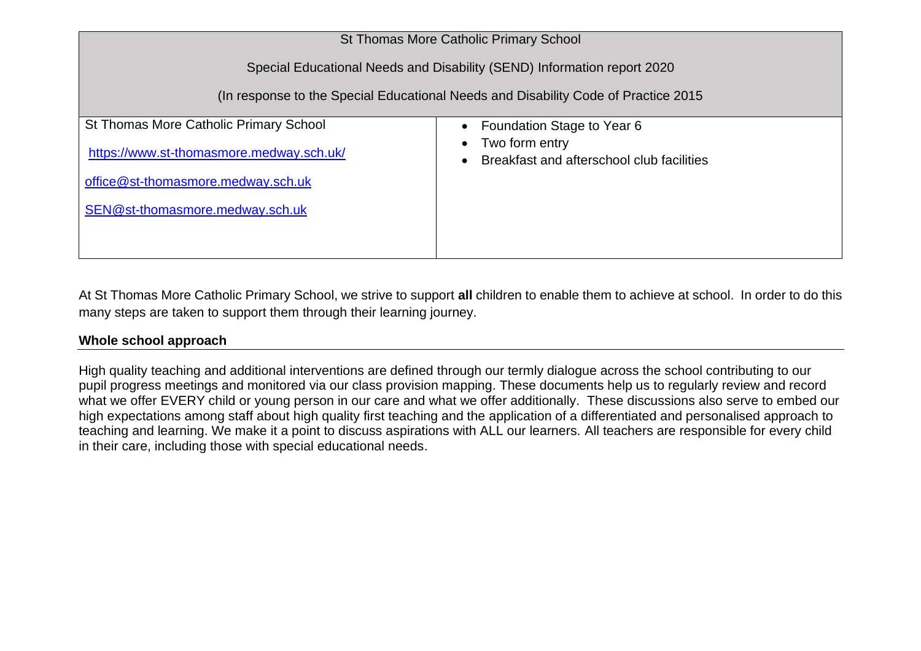| St Thomas More Catholic Primary School<br><br>Special Educational Needs and Disability (SEND) Information report 2020<br><br>(In response to the Special Educational Needs and Disability Code of Practice 2015 | |
|---|---|
| St Thomas More Catholic Primary School<br><br>https://www.st-thomasmore.medway.sch.uk/<br><br>office@st-thomasmore.medway.sch.uk<br><br>SEN@st-thomasmore.medway.sch.uk | • Foundation Stage to Year 6<br>• Two form entry<br>• Breakfast and afterschool club facilities |

At St Thomas More Catholic Primary School, we strive to support **all** children to enable them to achieve at school. In order to do this many steps are taken to support them through their learning journey.

**Whole school approach**

High quality teaching and additional interventions are defined through our termly dialogue across the school contributing to our pupil progress meetings and monitored via our class provision mapping. These documents help us to regularly review and record what we offer EVERY child or young person in our care and what we offer additionally. These discussions also serve to embed our high expectations among staff about high quality first teaching and the application of a differentiated and personalised approach to teaching and learning. We make it a point to discuss aspirations with ALL our learners. All teachers are responsible for every child in their care, including those with special educational needs.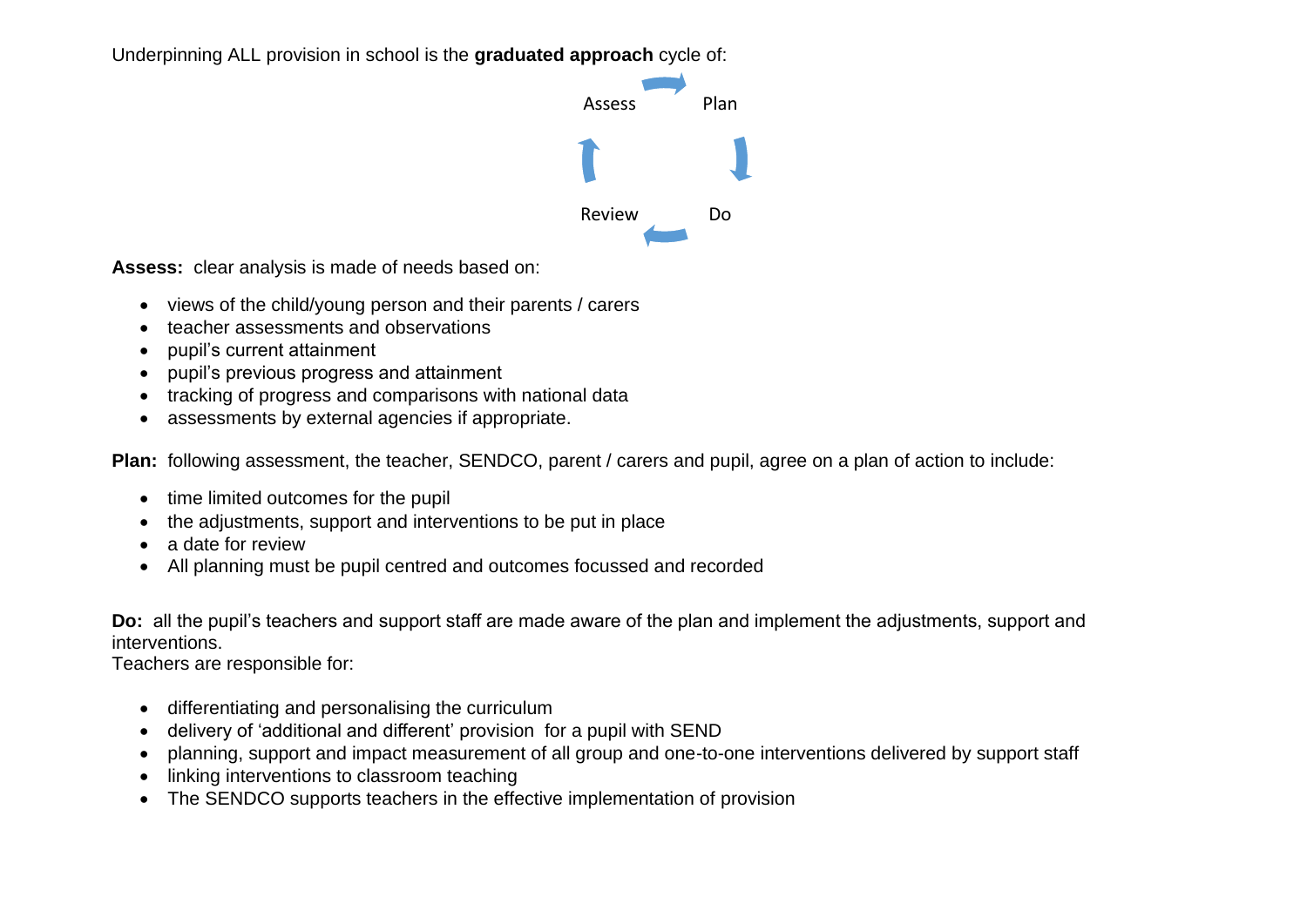Underpinning ALL provision in school is the **graduated approach** cycle of:

Assess → Plan → Do → Review

**Assess:** clear analysis is made of needs based on:

- views of the child/young person and their parents / carers
- teacher assessments and observations
- pupil's current attainment
- pupil's previous progress and attainment
- tracking of progress and comparisons with national data
- assessments by external agencies if appropriate.

**Plan:** following assessment, the teacher, SENDCO, parent / carers and pupil, agree on a plan of action to include:

- time limited outcomes for the pupil
- the adjustments, support and interventions to be put in place
- a date for review
- All planning must be pupil centred and outcomes focussed and recorded

**Do:** all the pupil's teachers and support staff are made aware of the plan and implement the adjustments, support and interventions.
Teachers are responsible for:

- differentiating and personalising the curriculum
- delivery of 'additional and different' provision for a pupil with SEND
- planning, support and impact measurement of all group and one-to-one interventions delivered by support staff
- linking interventions to classroom teaching
- The SENDCO supports teachers in the effective implementation of provision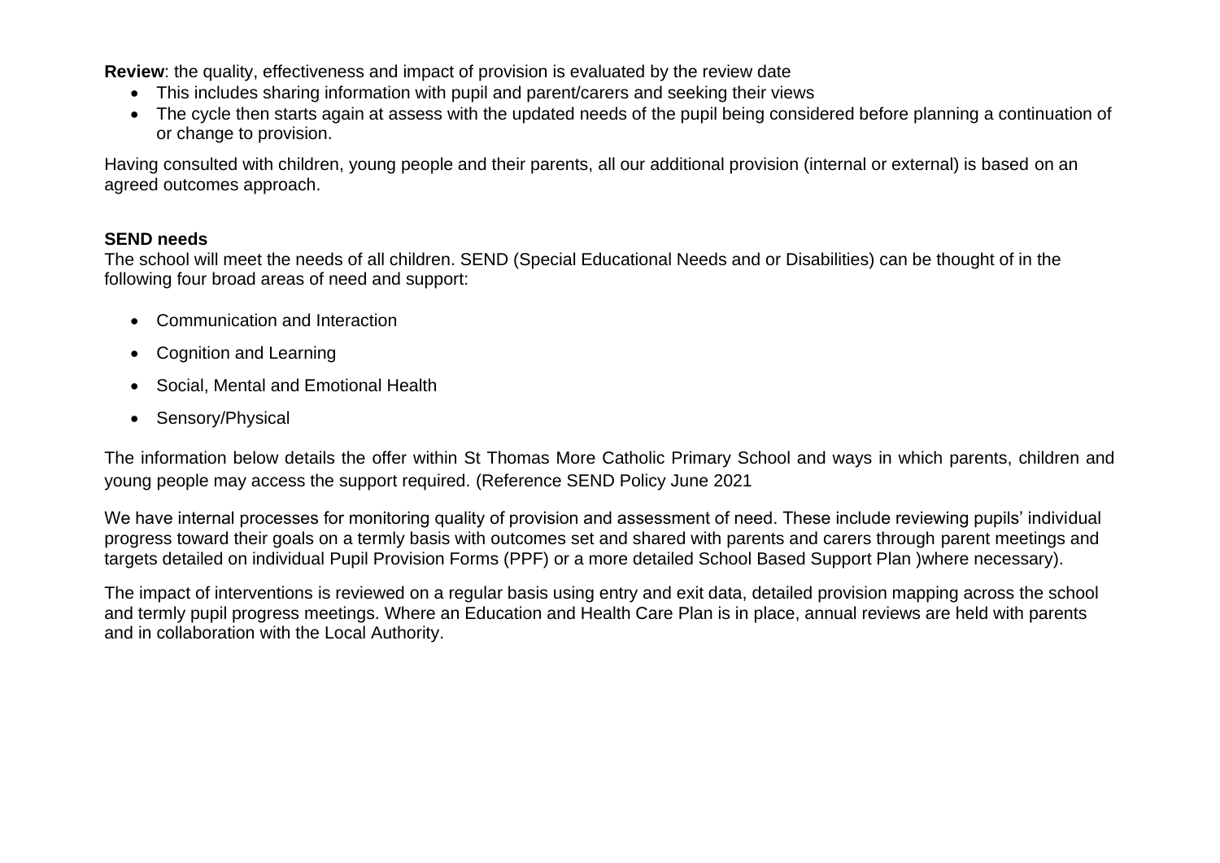**Review**: the quality, effectiveness and impact of provision is evaluated by the review date

- This includes sharing information with pupil and parent/carers and seeking their views
- The cycle then starts again at assess with the updated needs of the pupil being considered before planning a continuation of or change to provision.

Having consulted with children, young people and their parents, all our additional provision (internal or external) is based on an agreed outcomes approach.

**SEND needs**

The school will meet the needs of all children. SEND (Special Educational Needs and or Disabilities) can be thought of in the following four broad areas of need and support:

- Communication and Interaction
- Cognition and Learning
- Social, Mental and Emotional Health
- Sensory/Physical

The information below details the offer within St Thomas More Catholic Primary School and ways in which parents, children and young people may access the support required. (Reference SEND Policy June 2021

We have internal processes for monitoring quality of provision and assessment of need. These include reviewing pupils' individual progress toward their goals on a termly basis with outcomes set and shared with parents and carers through parent meetings and targets detailed on individual Pupil Provision Forms (PPF) or a more detailed School Based Support Plan )where necessary).

The impact of interventions is reviewed on a regular basis using entry and exit data, detailed provision mapping across the school and termly pupil progress meetings. Where an Education and Health Care Plan is in place, annual reviews are held with parents and in collaboration with the Local Authority.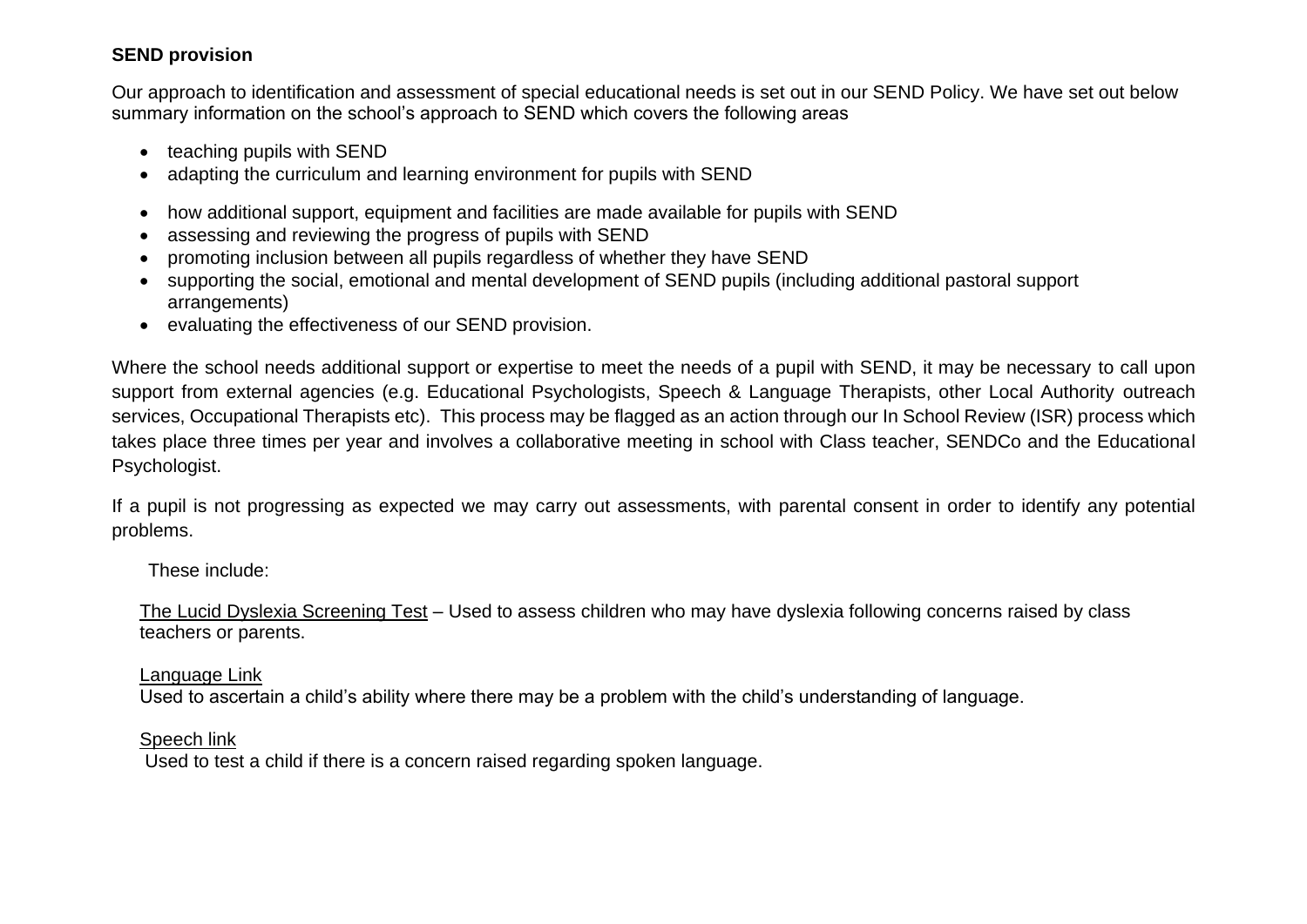**SEND provision**

Our approach to identification and assessment of special educational needs is set out in our SEND Policy. We have set out below summary information on the school's approach to SEND which covers the following areas

- teaching pupils with SEND
- adapting the curriculum and learning environment for pupils with SEND
- how additional support, equipment and facilities are made available for pupils with SEND
- assessing and reviewing the progress of pupils with SEND
- promoting inclusion between all pupils regardless of whether they have SEND
- supporting the social, emotional and mental development of SEND pupils (including additional pastoral support arrangements)
- evaluating the effectiveness of our SEND provision.

Where the school needs additional support or expertise to meet the needs of a pupil with SEND, it may be necessary to call upon support from external agencies (e.g. Educational Psychologists, Speech & Language Therapists, other Local Authority outreach services, Occupational Therapists etc). This process may be flagged as an action through our In School Review (ISR) process which takes place three times per year and involves a collaborative meeting in school with Class teacher, SENDCo and the Educational Psychologist.

If a pupil is not progressing as expected we may carry out assessments, with parental consent in order to identify any potential problems.

These include:

<u>The Lucid Dyslexia Screening Test</u> – Used to assess children who may have dyslexia following concerns raised by class teachers or parents.

<u>Language Link</u>
Used to ascertain a child's ability where there may be a problem with the child's understanding of language.

<u>Speech link</u>
Used to test a child if there is a concern raised regarding spoken language.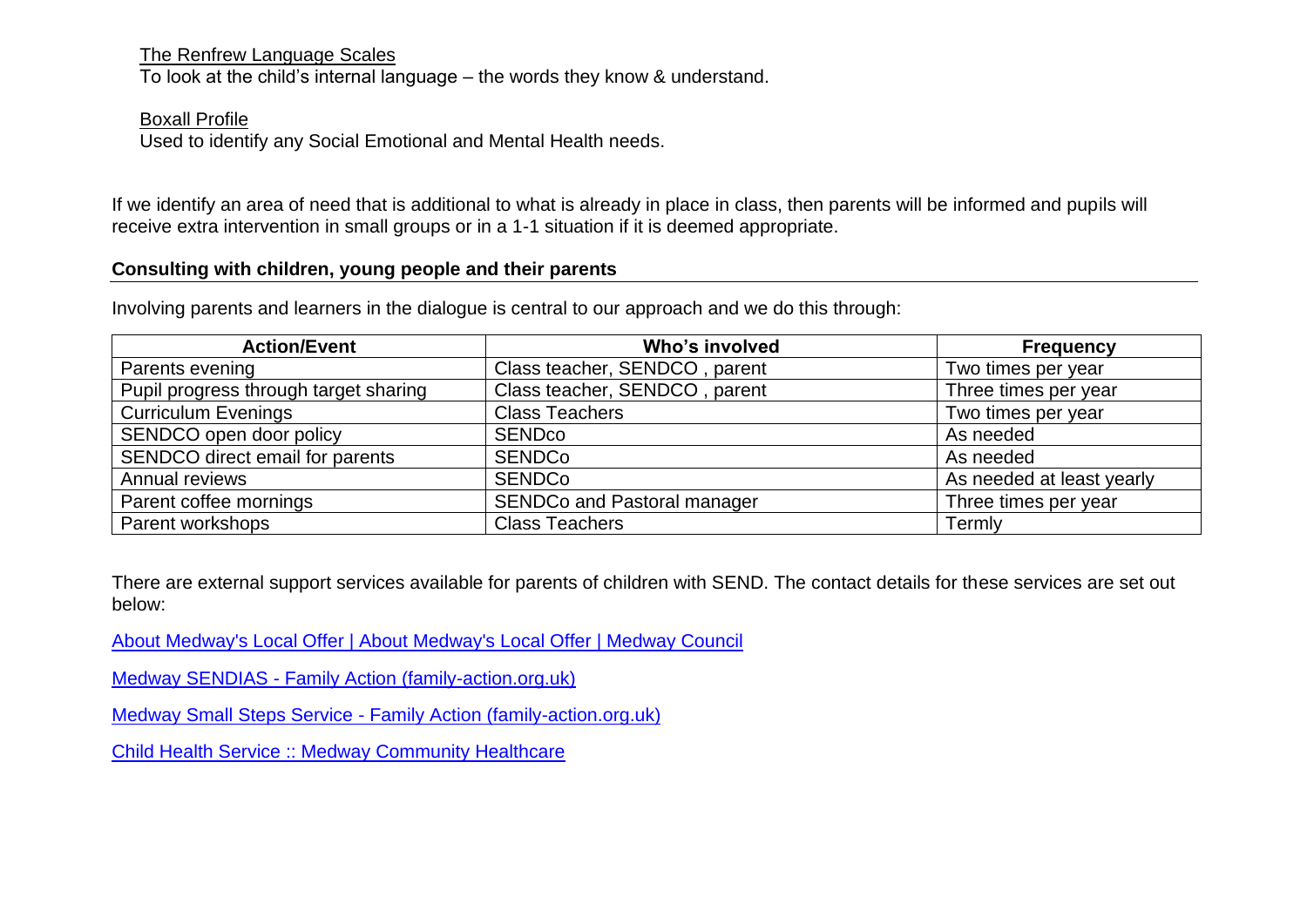<u>The Renfrew Language Scales</u>
To look at the child's internal language – the words they know & understand.

<u>Boxall Profile</u>
Used to identify any Social Emotional and Mental Health needs.

If we identify an area of need that is additional to what is already in place in class, then parents will be informed and pupils will receive extra intervention in small groups or in a 1-1 situation if it is deemed appropriate.

## Consulting with children, young people and their parents

Involving parents and learners in the dialogue is central to our approach and we do this through:

| Action/Event | Who's involved | Frequency |
|---|---|---|
| Parents evening | Class teacher, SENDCO , parent | Two times per year |
| Pupil progress through target sharing | Class teacher, SENDCO , parent | Three times per year |
| Curriculum Evenings | Class Teachers | Two times per year |
| SENDCO open door policy | SENDco | As needed |
| SENDCO direct email for parents | SENDCo | As needed |
| Annual reviews | SENDCo | As needed at least yearly |
| Parent coffee mornings | SENDCo and Pastoral manager | Three times per year |
| Parent workshops | Class Teachers | Termly |

There are external support services available for parents of children with SEND. The contact details for these services are set out below:

About Medway's Local Offer | About Medway's Local Offer | Medway Council

Medway SENDIAS - Family Action (family-action.org.uk)

Medway Small Steps Service - Family Action (family-action.org.uk)

Child Health Service :: Medway Community Healthcare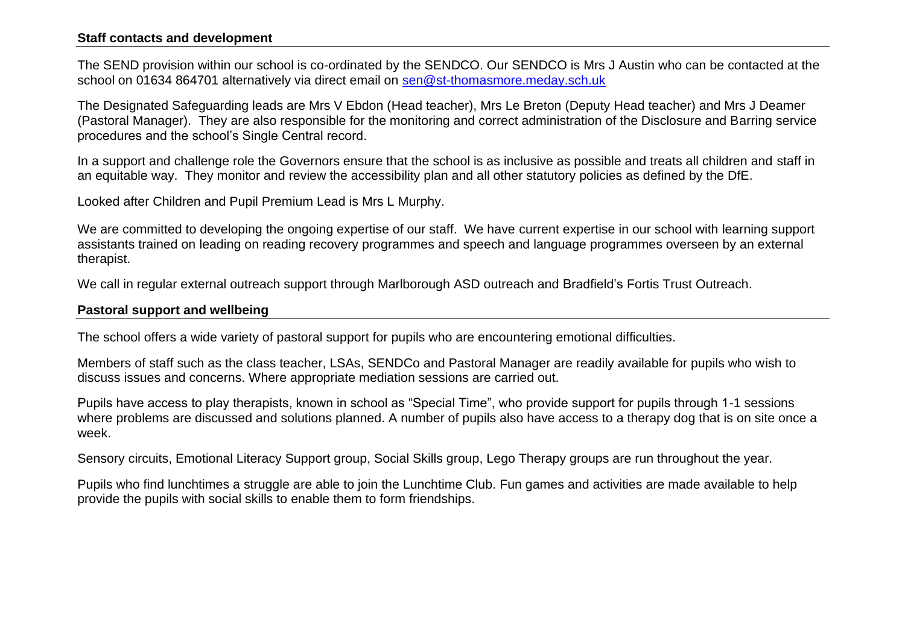## Staff contacts and development

The SEND provision within our school is co-ordinated by the SENDCO. Our SENDCO is Mrs J Austin who can be contacted at the school on 01634 864701 alternatively via direct email on [sen@st-thomasmore.meday.sch.uk](mailto:sen@st-thomasmore.meday.sch.uk)

The Designated Safeguarding leads are Mrs V Ebdon (Head teacher), Mrs Le Breton (Deputy Head teacher) and Mrs J Deamer (Pastoral Manager). They are also responsible for the monitoring and correct administration of the Disclosure and Barring service procedures and the school's Single Central record.

In a support and challenge role the Governors ensure that the school is as inclusive as possible and treats all children and staff in an equitable way. They monitor and review the accessibility plan and all other statutory policies as defined by the DfE.

Looked after Children and Pupil Premium Lead is Mrs L Murphy.

We are committed to developing the ongoing expertise of our staff. We have current expertise in our school with learning support assistants trained on leading on reading recovery programmes and speech and language programmes overseen by an external therapist.

We call in regular external outreach support through Marlborough ASD outreach and Bradfield's Fortis Trust Outreach.

## Pastoral support and wellbeing

The school offers a wide variety of pastoral support for pupils who are encountering emotional difficulties.

Members of staff such as the class teacher, LSAs, SENDCo and Pastoral Manager are readily available for pupils who wish to discuss issues and concerns. Where appropriate mediation sessions are carried out.

Pupils have access to play therapists, known in school as "Special Time", who provide support for pupils through 1-1 sessions where problems are discussed and solutions planned. A number of pupils also have access to a therapy dog that is on site once a week.

Sensory circuits, Emotional Literacy Support group, Social Skills group, Lego Therapy groups are run throughout the year.

Pupils who find lunchtimes a struggle are able to join the Lunchtime Club. Fun games and activities are made available to help provide the pupils with social skills to enable them to form friendships.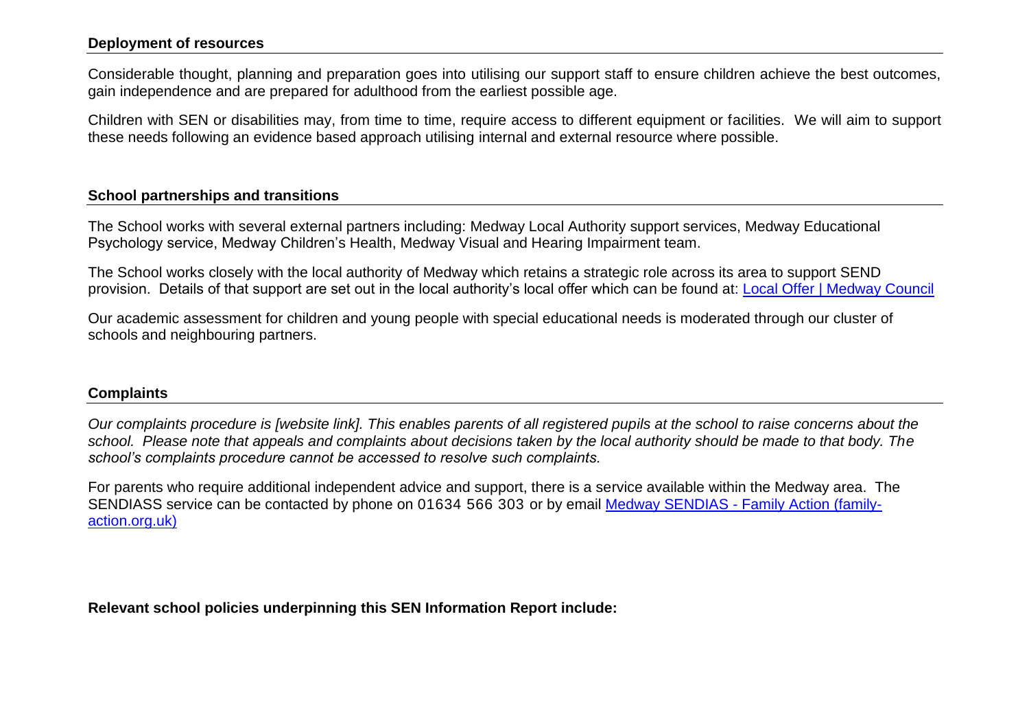## Deployment of resources

Considerable thought, planning and preparation goes into utilising our support staff to ensure children achieve the best outcomes, gain independence and are prepared for adulthood from the earliest possible age.

Children with SEN or disabilities may, from time to time, require access to different equipment or facilities. We will aim to support these needs following an evidence based approach utilising internal and external resource where possible.

## School partnerships and transitions

The School works with several external partners including: Medway Local Authority support services, Medway Educational Psychology service, Medway Children's Health, Medway Visual and Hearing Impairment team.

The School works closely with the local authority of Medway which retains a strategic role across its area to support SEND provision. Details of that support are set out in the local authority's local offer which can be found at: [Local Offer | Medway Council]()

Our academic assessment for children and young people with special educational needs is moderated through our cluster of schools and neighbouring partners.

## Complaints

*Our complaints procedure is [website link]. This enables parents of all registered pupils at the school to raise concerns about the school. Please note that appeals and complaints about decisions taken by the local authority should be made to that body. The school's complaints procedure cannot be accessed to resolve such complaints.*

For parents who require additional independent advice and support, there is a service available within the Medway area. The SENDIASS service can be contacted by phone on 01634 566 303 or by email [Medway SENDIAS - Family Action (family-action.org.uk)]()

**Relevant school policies underpinning this SEN Information Report include:**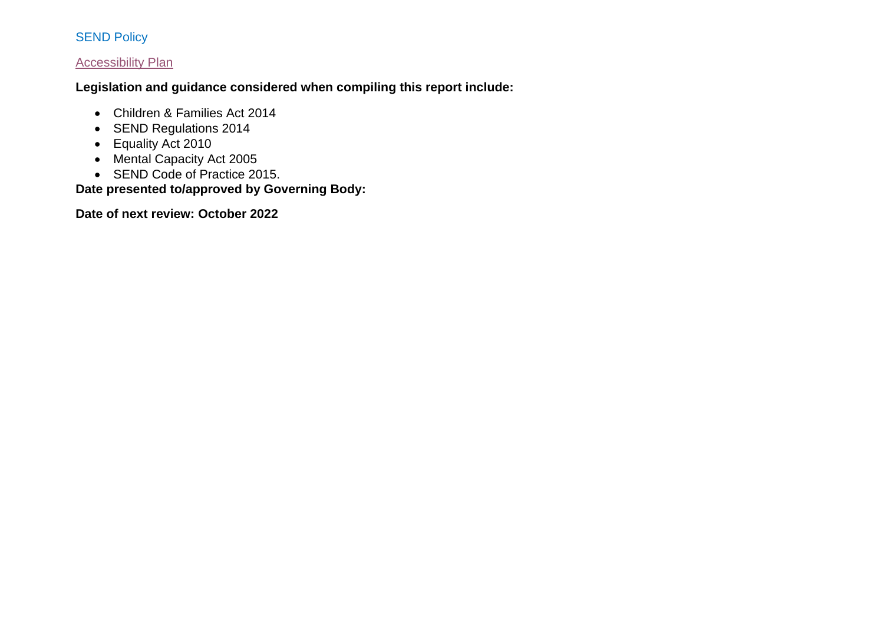SEND Policy

Accessibility Plan

**Legislation and guidance considered when compiling this report include:**

- Children & Families Act 2014
- SEND Regulations 2014
- Equality Act 2010
- Mental Capacity Act 2005
- SEND Code of Practice 2015.

**Date presented to/approved by Governing Body:**

**Date of next review: October 2022**